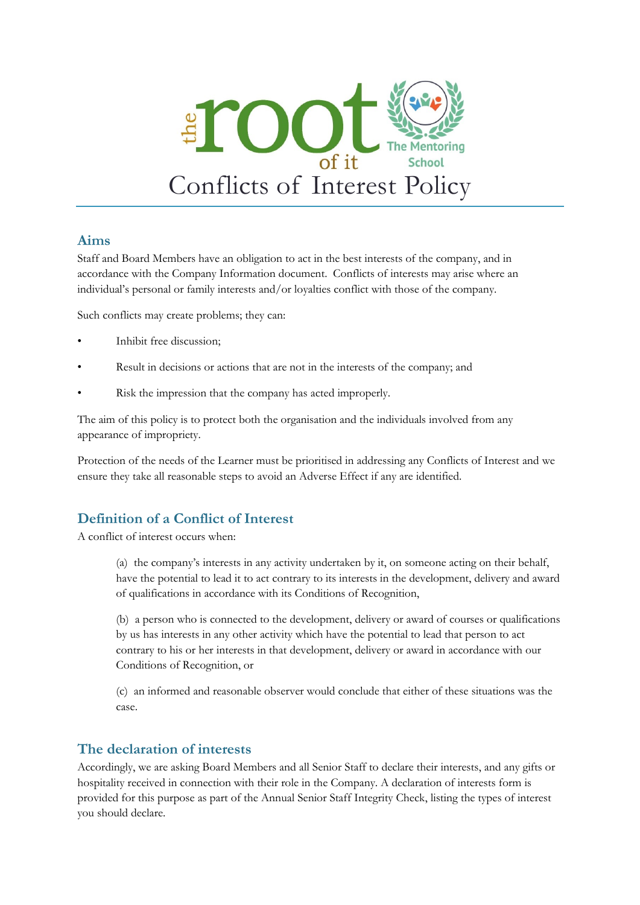# Conflicts of Interest Policy

## Aims

Staff and Board Members have an obligation to act in the best interests of the company, and in accordance with the Company Information document. Conflicts of interests may arise where an individual's personal or family interests and/or loyalties conflict with those of the company.

Such conflicts may create problems; they can:

- Inhibit free discussion;
- Result in decisions or actions that are not in the interests of the company; and
- Risk the impression that the company has acted improperly.

The aim of this policy is to protect both the organisation and the individuals involved from any appearance of impropriety.

Protection of the needs of the Learner must be prioritised in addressing any Conflicts of Interest and we ensure they take all reasonable steps to avoid an Adverse Effect if any are identified.

## Definition of a Conflict of Interest

A conflict of interest occurs when:

(a) the company's interests in any activity undertaken by it, on someone acting on their behalf, have the potential to lead it to act contrary to its interests in the development, delivery and award of qualifications in accordance with its Conditions of Recognition,

(b) a person who is connected to the development, delivery or award of courses or qualifications by us has interests in any other activity which have the potential to lead that person to act contrary to his or her interests in that development, delivery or award in accordance with our Conditions of Recognition, or

(c) an informed and reasonable observer would conclude that either of these situations was the case.

## The declaration of interests

Accordingly, we are asking Board Members and all Senior Staff to declare their interests, and any gifts or hospitality received in connection with their role in the Company. A declaration of interests form is provided for this purpose as part of the Annual Senior Staff Integrity Check, listing the types of interest you should declare.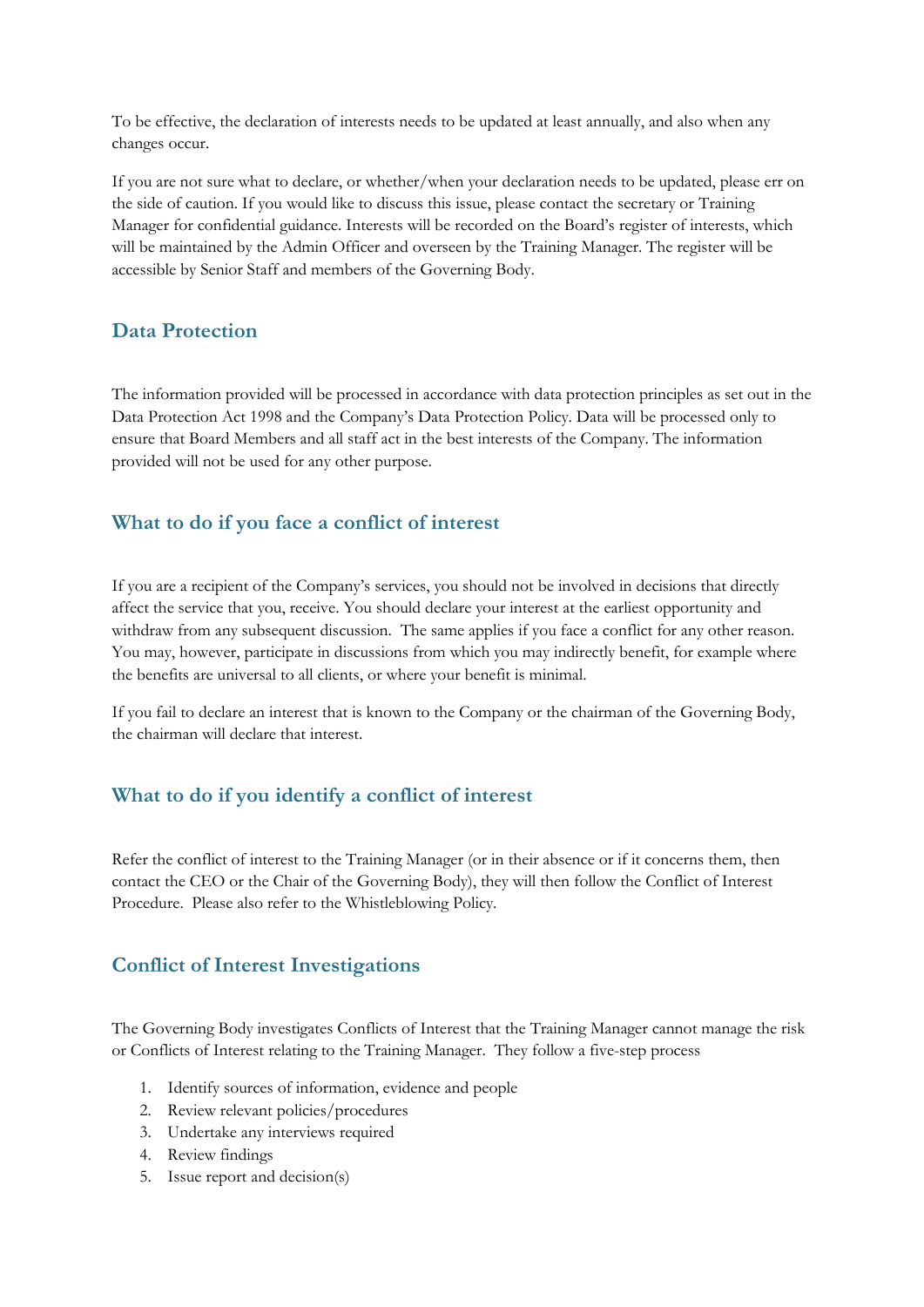To be effective, the declaration of interests needs to be updated at least annually, and also when any changes occur.

If you are not sure what to declare, or whether/when your declaration needs to be updated, please err on the side of caution. If you would like to discuss this issue, please contact the secretary or Training Manager for confidential guidance. Interests will be recorded on the Board's register of interests, which will be maintained by the Admin Officer and overseen by the Training Manager. The register will be accessible by Senior Staff and members of the Governing Body.

## Data Protection

The information provided will be processed in accordance with data protection principles as set out in the Data Protection Act 1998 and the Company's Data Protection Policy. Data will be processed only to ensure that Board Members and all staff act in the best interests of the Company. The information provided will not be used for any other purpose.

## What to do if you face a conflict of interest

If you are a recipient of the Company's services, you should not be involved in decisions that directly affect the service that you, receive. You should declare your interest at the earliest opportunity and withdraw from any subsequent discussion. The same applies if you face a conflict for any other reason. You may, however, participate in discussions from which you may indirectly benefit, for example where the benefits are universal to all clients, or where your benefit is minimal.

If you fail to declare an interest that is known to the Company or the chairman of the Governing Body, the chairman will declare that interest.

## What to do if you identify a conflict of interest

Refer the conflict of interest to the Training Manager (or in their absence or if it concerns them, then contact the CEO or the Chair of the Governing Body), they will then follow the Conflict of Interest Procedure. Please also refer to the Whistleblowing Policy.

## Conflict of Interest Investigations

The Governing Body investigates Conflicts of Interest that the Training Manager cannot manage the risk or Conflicts of Interest relating to the Training Manager. They follow a five-step process

1. Identify sources of information, evidence and people
2. Review relevant policies/procedures
3. Undertake any interviews required
4. Review findings
5. Issue report and decision(s)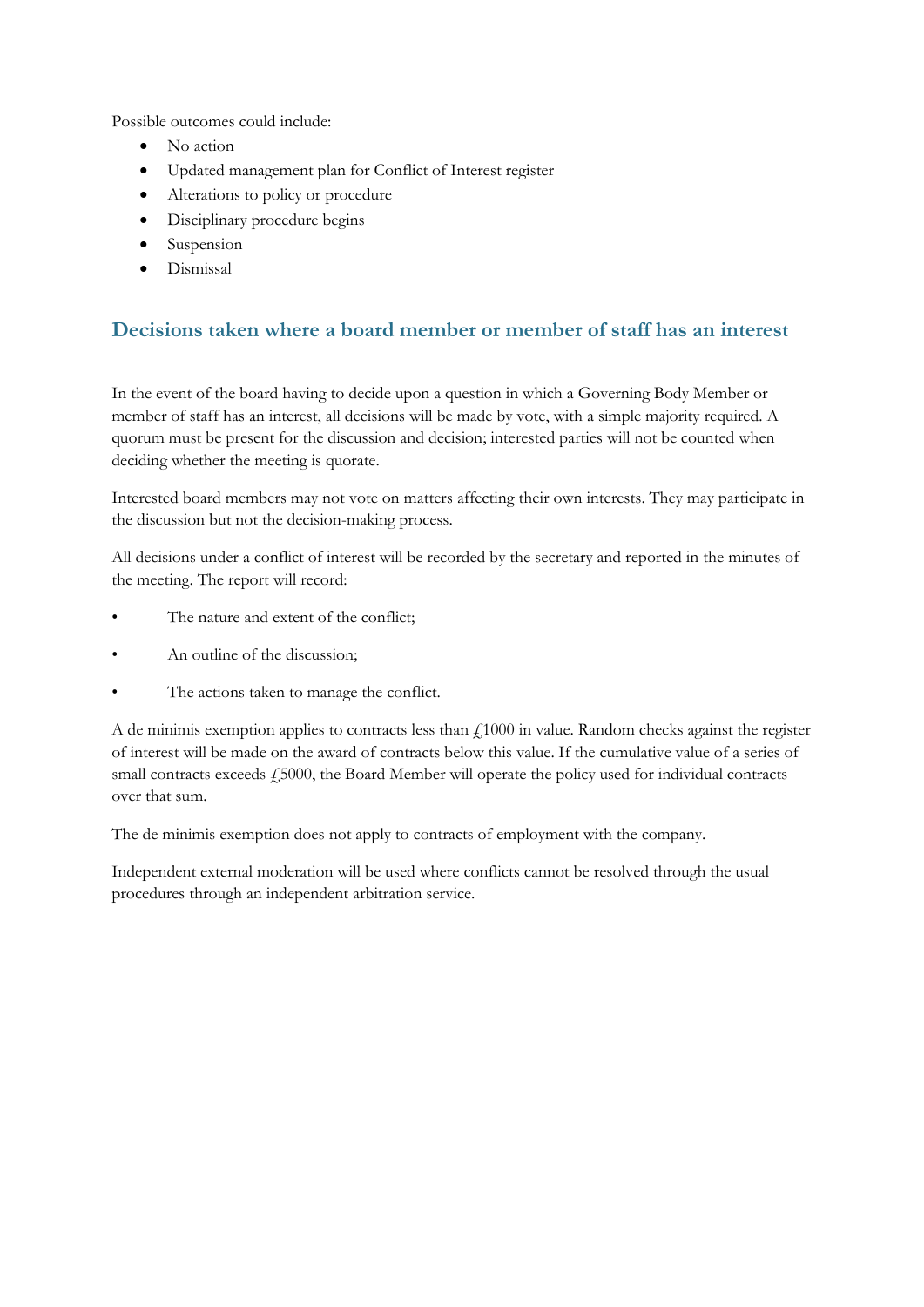Possible outcomes could include:

- No action
- Updated management plan for Conflict of Interest register
- Alterations to policy or procedure
- Disciplinary procedure begins
- Suspension
- Dismissal

## Decisions taken where a board member or member of staff has an interest

In the event of the board having to decide upon a question in which a Governing Body Member or member of staff has an interest, all decisions will be made by vote, with a simple majority required. A quorum must be present for the discussion and decision; interested parties will not be counted when deciding whether the meeting is quorate.

Interested board members may not vote on matters affecting their own interests. They may participate in the discussion but not the decision-making process.

All decisions under a conflict of interest will be recorded by the secretary and reported in the minutes of the meeting. The report will record:

- The nature and extent of the conflict;
- An outline of the discussion;
- The actions taken to manage the conflict.

A de minimis exemption applies to contracts less than £1000 in value. Random checks against the register of interest will be made on the award of contracts below this value. If the cumulative value of a series of small contracts exceeds £5000, the Board Member will operate the policy used for individual contracts over that sum.

The de minimis exemption does not apply to contracts of employment with the company.

Independent external moderation will be used where conflicts cannot be resolved through the usual procedures through an independent arbitration service.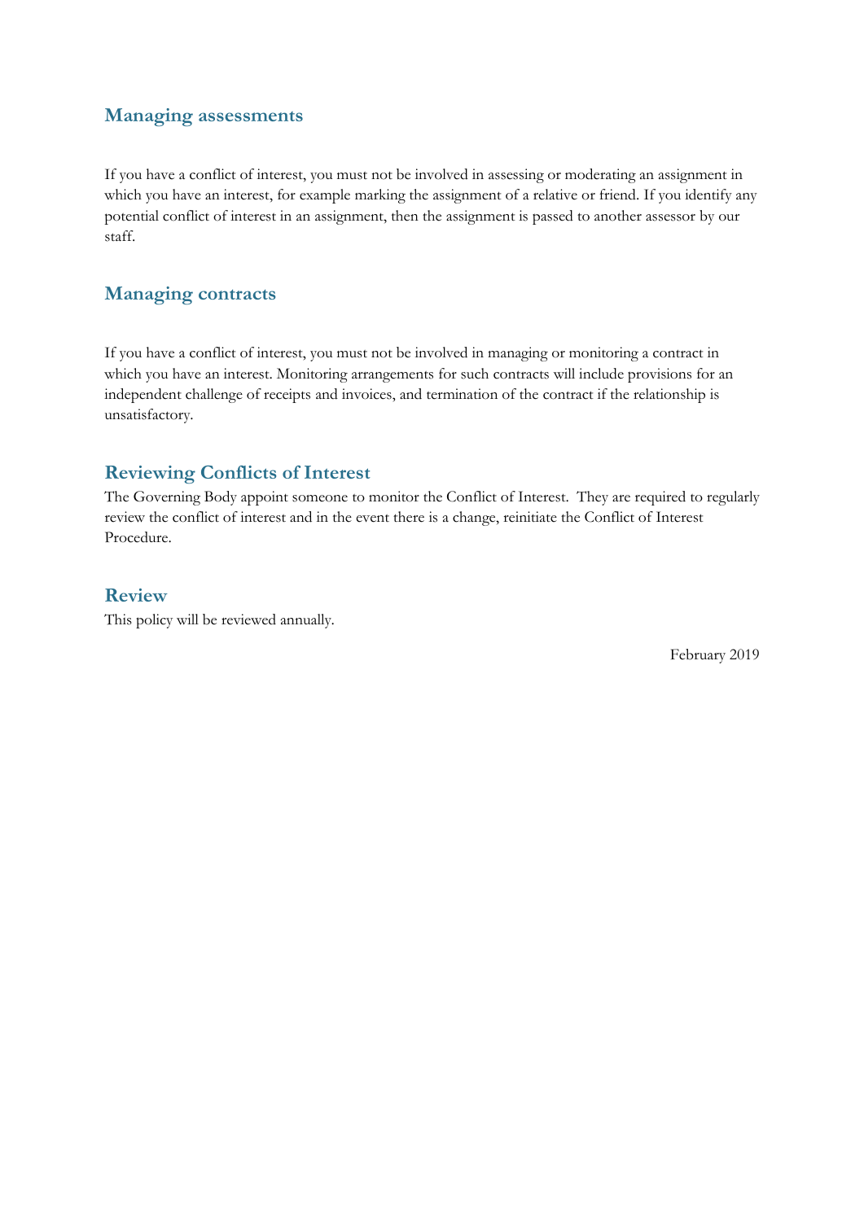## Managing assessments

If you have a conflict of interest, you must not be involved in assessing or moderating an assignment in which you have an interest, for example marking the assignment of a relative or friend. If you identify any potential conflict of interest in an assignment, then the assignment is passed to another assessor by our staff.

## Managing contracts

If you have a conflict of interest, you must not be involved in managing or monitoring a contract in which you have an interest. Monitoring arrangements for such contracts will include provisions for an independent challenge of receipts and invoices, and termination of the contract if the relationship is unsatisfactory.

## Reviewing Conflicts of Interest

The Governing Body appoint someone to monitor the Conflict of Interest. They are required to regularly review the conflict of interest and in the event there is a change, reinitiate the Conflict of Interest Procedure.

## Review

This policy will be reviewed annually.

February 2019